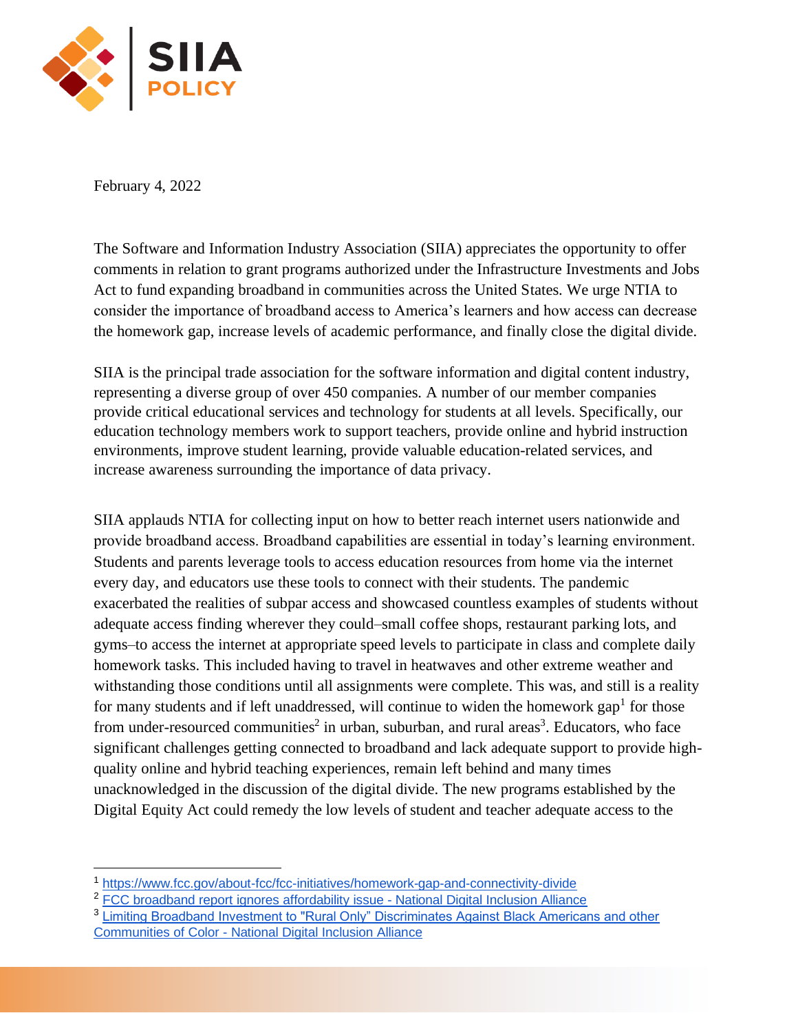February 4, 2022

The Software and Information Industry Association (SIIA) appreciates the opportunity to offer comments in relation to grant programs authorized under the Infrastructure Investments and Jobs Act to fund expanding broadband in communities across the United States. We urge NTIA to consider the importance of broadband access to America's learners and how access can decrease the homework gap, increase levels of academic performance, and finally close the digital divide.

SIIA is the principal trade association for the software information and digital content industry, representing a diverse group of over 450 companies. A number of our member companies provide critical educational services and technology for students at all levels. Specifically, our education technology members work to support teachers, provide online and hybrid instruction environments, improve student learning, provide valuable education-related services, and increase awareness surrounding the importance of data privacy.

SIIA applauds NTIA for collecting input on how to better reach internet users nationwide and provide broadband access. Broadband capabilities are essential in today's learning environment. Students and parents leverage tools to access education resources from home via the internet every day, and educators use these tools to connect with their students. The pandemic exacerbated the realities of subpar access and showcased countless examples of students without adequate access finding wherever they could–small coffee shops, restaurant parking lots, and gyms–to access the internet at appropriate speed levels to participate in class and complete daily homework tasks. This included having to travel in heatwaves and other extreme weather and withstanding those conditions until all assignments were complete. This was, and still is a reality for many students and if left unaddressed, will continue to widen the homework gap[1] for those from under-resourced communities[2] in urban, suburban, and rural areas[3]. Educators, who face significant challenges getting connected to broadband and lack adequate support to provide high-quality online and hybrid teaching experiences, remain left behind and many times unacknowledged in the discussion of the digital divide. The new programs established by the Digital Equity Act could remedy the low levels of student and teacher adequate access to the

---

[1] https://www.fcc.gov/about-fcc/fcc-initiatives/homework-gap-and-connectivity-divide

[2] FCC broadband report ignores affordability issue - National Digital Inclusion Alliance

[3] Limiting Broadband Investment to "Rural Only" Discriminates Against Black Americans and other Communities of Color - National Digital Inclusion Alliance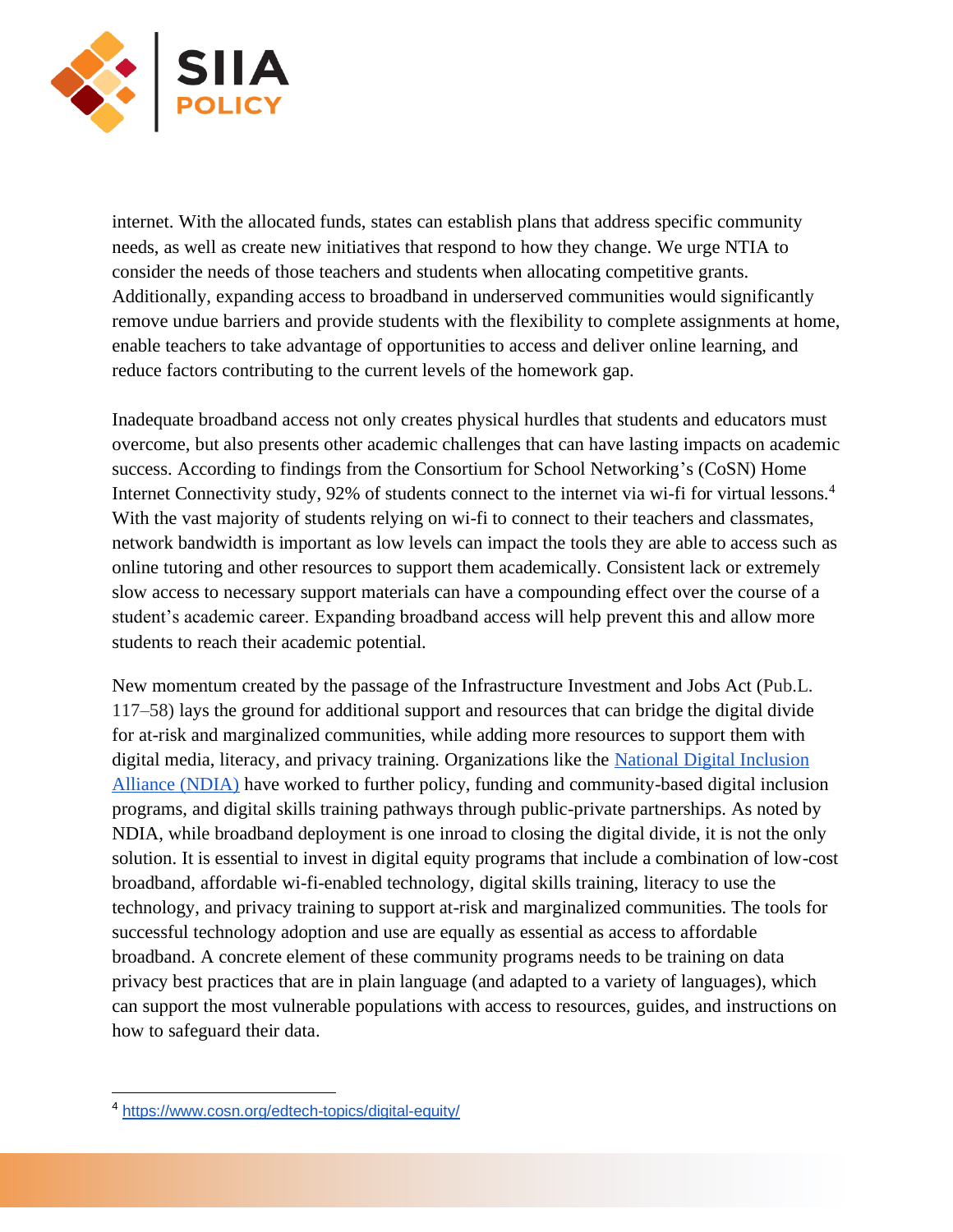internet. With the allocated funds, states can establish plans that address specific community needs, as well as create new initiatives that respond to how they change. We urge NTIA to consider the needs of those teachers and students when allocating competitive grants. Additionally, expanding access to broadband in underserved communities would significantly remove undue barriers and provide students with the flexibility to complete assignments at home, enable teachers to take advantage of opportunities to access and deliver online learning, and reduce factors contributing to the current levels of the homework gap.

Inadequate broadband access not only creates physical hurdles that students and educators must overcome, but also presents other academic challenges that can have lasting impacts on academic success. According to findings from the Consortium for School Networking's (CoSN) Home Internet Connectivity study, 92% of students connect to the internet via wi-fi for virtual lessons.[4] With the vast majority of students relying on wi-fi to connect to their teachers and classmates, network bandwidth is important as low levels can impact the tools they are able to access such as online tutoring and other resources to support them academically. Consistent lack or extremely slow access to necessary support materials can have a compounding effect over the course of a student's academic career. Expanding broadband access will help prevent this and allow more students to reach their academic potential.

New momentum created by the passage of the Infrastructure Investment and Jobs Act (Pub.L. 117–58) lays the ground for additional support and resources that can bridge the digital divide for at-risk and marginalized communities, while adding more resources to support them with digital media, literacy, and privacy training. Organizations like the [National Digital Inclusion Alliance (NDIA)](https://www.digitalinclusion.org/) have worked to further policy, funding and community-based digital inclusion programs, and digital skills training pathways through public-private partnerships. As noted by NDIA, while broadband deployment is one inroad to closing the digital divide, it is not the only solution. It is essential to invest in digital equity programs that include a combination of low-cost broadband, affordable wi-fi-enabled technology, digital skills training, literacy to use the technology, and privacy training to support at-risk and marginalized communities. The tools for successful technology adoption and use are equally as essential as access to affordable broadband. A concrete element of these community programs needs to be training on data privacy best practices that are in plain language (and adapted to a variety of languages), which can support the most vulnerable populations with access to resources, guides, and instructions on how to safeguard their data.

---

[4] https://www.cosn.org/edtech-topics/digital-equity/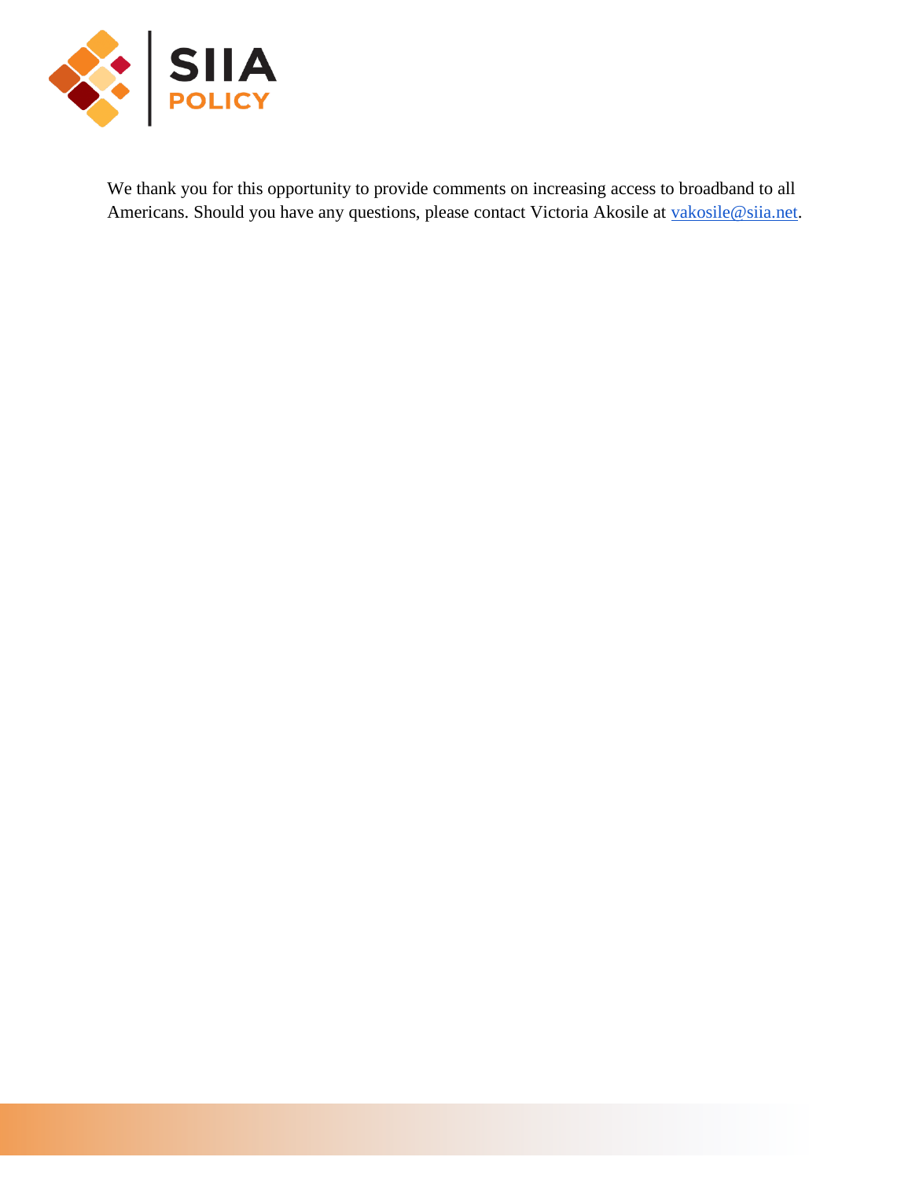We thank you for this opportunity to provide comments on increasing access to broadband to all Americans. Should you have any questions, please contact Victoria Akosile at [vakosile@siia.net](mailto:vakosile@siia.net).